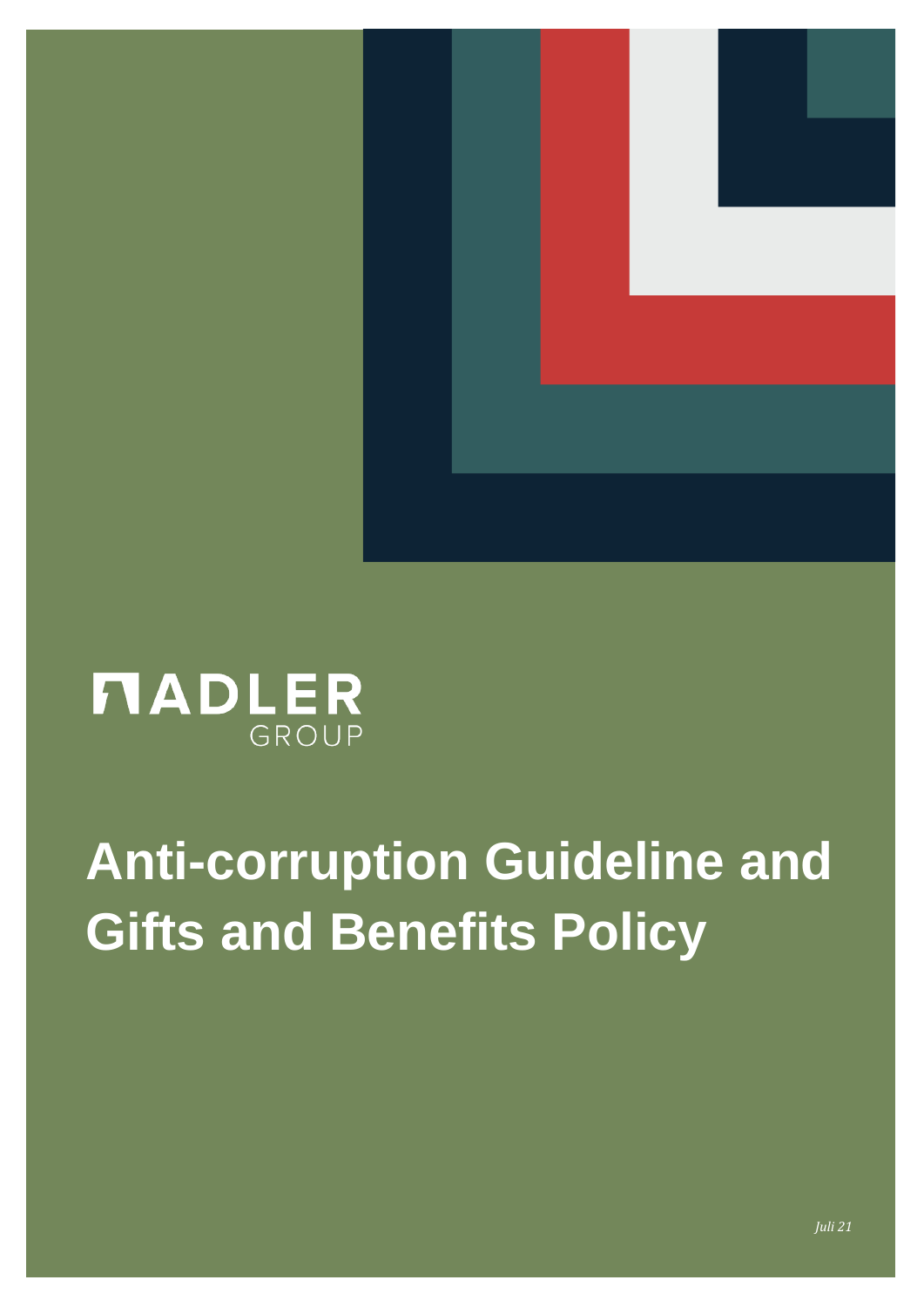ADLER GROUP

# Anti-corruption Guideline and Gifts and Benefits Policy

*Juli 21*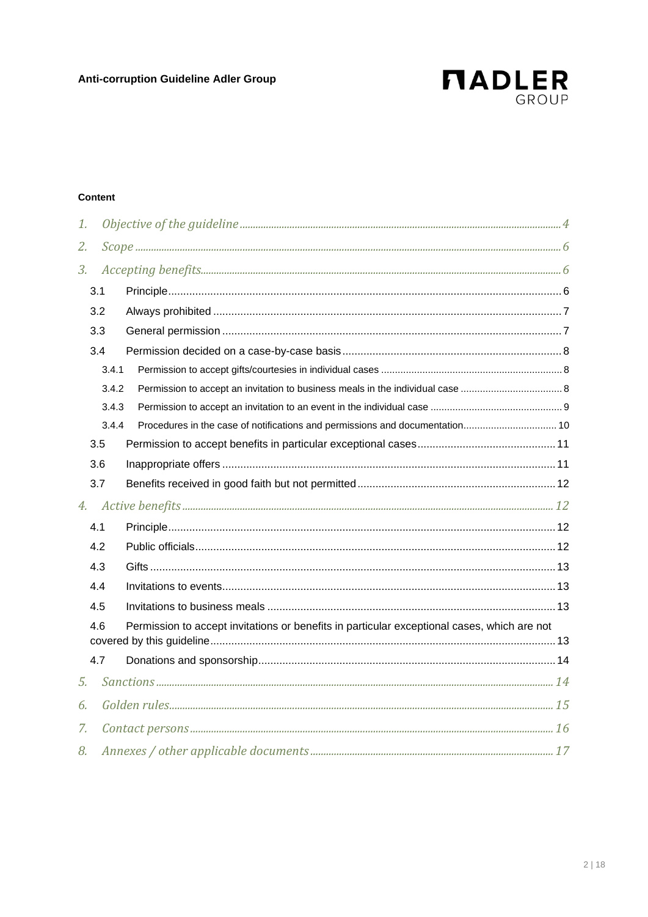**Content**

1. *Objective of the guideline* ... 4
2. *Scope* ... 6
3. *Accepting benefits* ... 6
   - 3.1 Principle ... 6
   - 3.2 Always prohibited ... 7
   - 3.3 General permission ... 7
   - 3.4 Permission decided on a case-by-case basis ... 8
     - 3.4.1 Permission to accept gifts/courtesies in individual cases ... 8
     - 3.4.2 Permission to accept an invitation to business meals in the individual case ... 8
     - 3.4.3 Permission to accept an invitation to an event in the individual case ... 9
     - 3.4.4 Procedures in the case of notifications and permissions and documentation ... 10
   - 3.5 Permission to accept benefits in particular exceptional cases ... 11
   - 3.6 Inappropriate offers ... 11
   - 3.7 Benefits received in good faith but not permitted ... 12
4. *Active benefits* ... 12
   - 4.1 Principle ... 12
   - 4.2 Public officials ... 12
   - 4.3 Gifts ... 13
   - 4.4 Invitations to events ... 13
   - 4.5 Invitations to business meals ... 13
   - 4.6 Permission to accept invitations or benefits in particular exceptional cases, which are not covered by this guideline ... 13
   - 4.7 Donations and sponsorship ... 14
5. *Sanctions* ... 14
6. *Golden rules* ... 15
7. *Contact persons* ... 16
8. *Annexes / other applicable documents* ... 17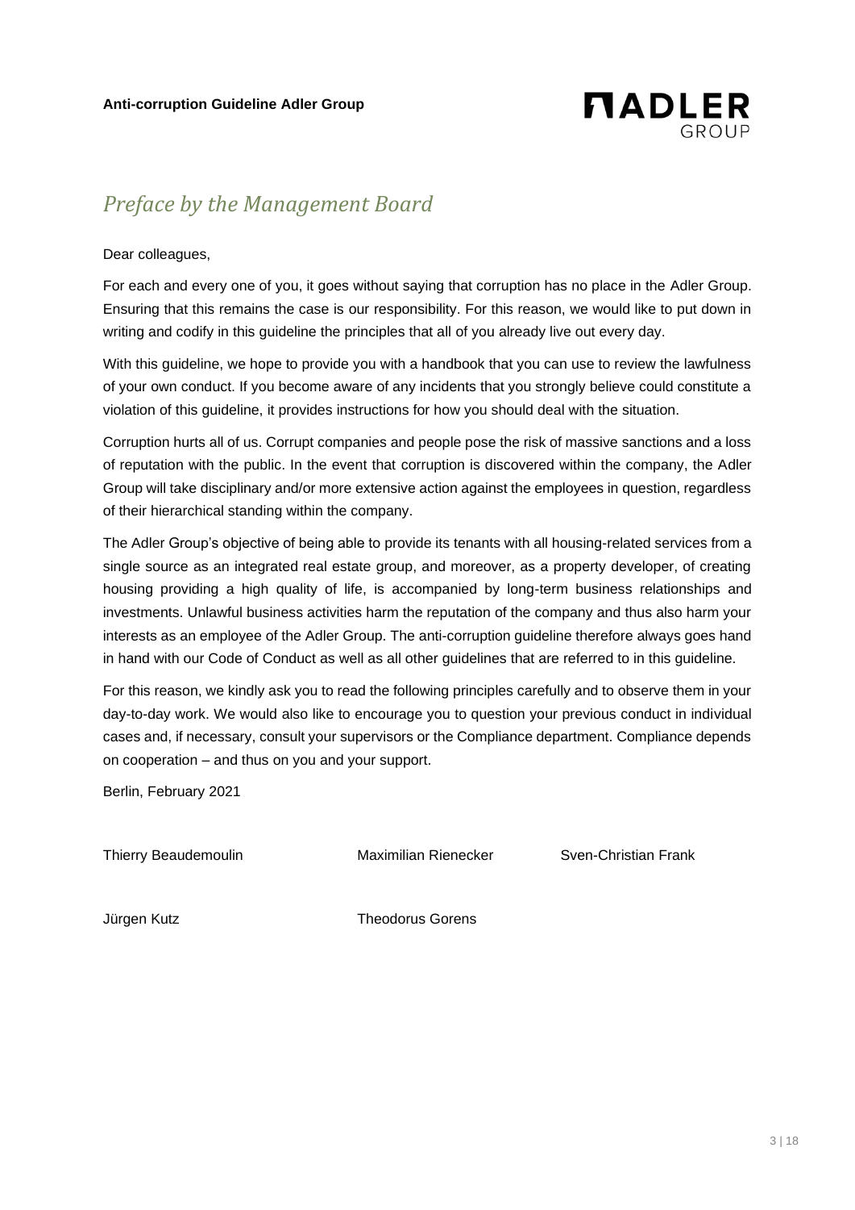## *Preface by the Management Board*

Dear colleagues,

For each and every one of you, it goes without saying that corruption has no place in the Adler Group. Ensuring that this remains the case is our responsibility. For this reason, we would like to put down in writing and codify in this guideline the principles that all of you already live out every day.

With this guideline, we hope to provide you with a handbook that you can use to review the lawfulness of your own conduct. If you become aware of any incidents that you strongly believe could constitute a violation of this guideline, it provides instructions for how you should deal with the situation.

Corruption hurts all of us. Corrupt companies and people pose the risk of massive sanctions and a loss of reputation with the public. In the event that corruption is discovered within the company, the Adler Group will take disciplinary and/or more extensive action against the employees in question, regardless of their hierarchical standing within the company.

The Adler Group's objective of being able to provide its tenants with all housing-related services from a single source as an integrated real estate group, and moreover, as a property developer, of creating housing providing a high quality of life, is accompanied by long-term business relationships and investments. Unlawful business activities harm the reputation of the company and thus also harm your interests as an employee of the Adler Group. The anti-corruption guideline therefore always goes hand in hand with our Code of Conduct as well as all other guidelines that are referred to in this guideline.

For this reason, we kindly ask you to read the following principles carefully and to observe them in your day-to-day work. We would also like to encourage you to question your previous conduct in individual cases and, if necessary, consult your supervisors or the Compliance department. Compliance depends on cooperation – and thus on you and your support.

Berlin, February 2021

Thierry Beaudemoulin    Maximilian Rienecker    Sven-Christian Frank

Jürgen Kutz    Theodorus Gorens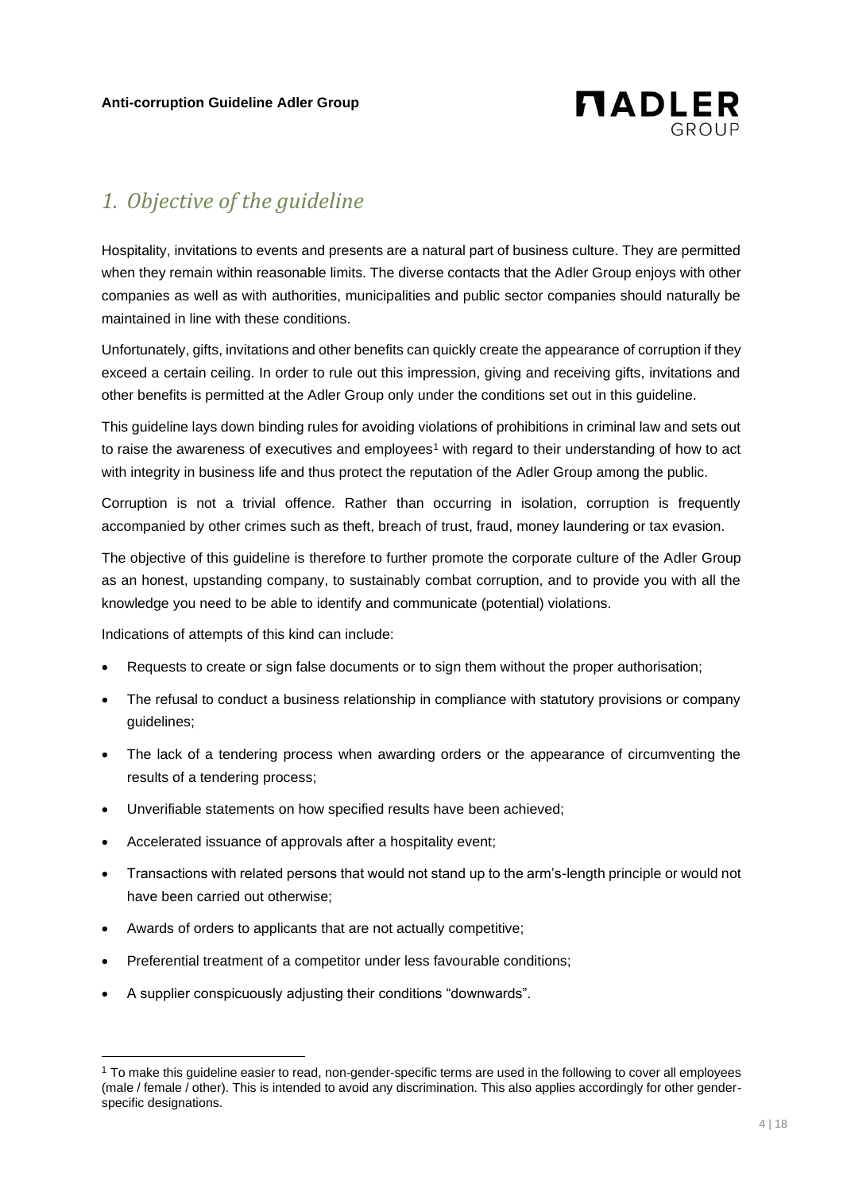# *1. Objective of the guideline*

Hospitality, invitations to events and presents are a natural part of business culture. They are permitted when they remain within reasonable limits. The diverse contacts that the Adler Group enjoys with other companies as well as with authorities, municipalities and public sector companies should naturally be maintained in line with these conditions.

Unfortunately, gifts, invitations and other benefits can quickly create the appearance of corruption if they exceed a certain ceiling. In order to rule out this impression, giving and receiving gifts, invitations and other benefits is permitted at the Adler Group only under the conditions set out in this guideline.

This guideline lays down binding rules for avoiding violations of prohibitions in criminal law and sets out to raise the awareness of executives and employees[1] with regard to their understanding of how to act with integrity in business life and thus protect the reputation of the Adler Group among the public.

Corruption is not a trivial offence. Rather than occurring in isolation, corruption is frequently accompanied by other crimes such as theft, breach of trust, fraud, money laundering or tax evasion.

The objective of this guideline is therefore to further promote the corporate culture of the Adler Group as an honest, upstanding company, to sustainably combat corruption, and to provide you with all the knowledge you need to be able to identify and communicate (potential) violations.

Indications of attempts of this kind can include:

- Requests to create or sign false documents or to sign them without the proper authorisation;
- The refusal to conduct a business relationship in compliance with statutory provisions or company guidelines;
- The lack of a tendering process when awarding orders or the appearance of circumventing the results of a tendering process;
- Unverifiable statements on how specified results have been achieved;
- Accelerated issuance of approvals after a hospitality event;
- Transactions with related persons that would not stand up to the arm's-length principle or would not have been carried out otherwise;
- Awards of orders to applicants that are not actually competitive;
- Preferential treatment of a competitor under less favourable conditions;
- A supplier conspicuously adjusting their conditions "downwards".

[1] To make this guideline easier to read, non-gender-specific terms are used in the following to cover all employees (male / female / other). This is intended to avoid any discrimination. This also applies accordingly for other gender-specific designations.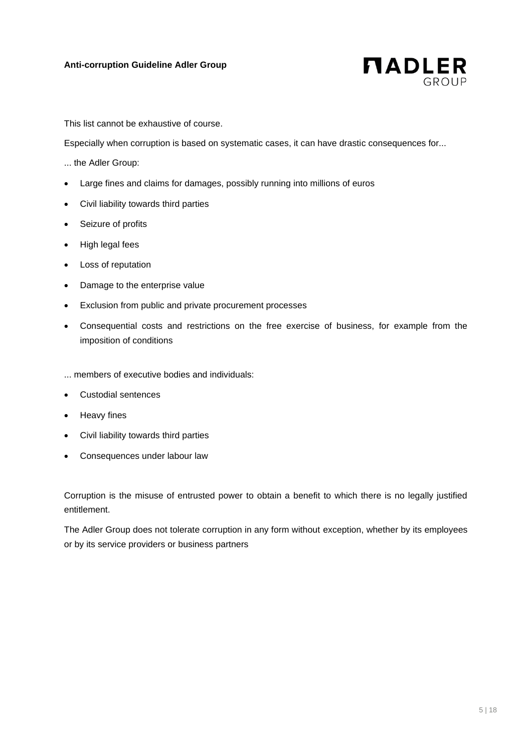This list cannot be exhaustive of course.

Especially when corruption is based on systematic cases, it can have drastic consequences for...

... the Adler Group:

- Large fines and claims for damages, possibly running into millions of euros
- Civil liability towards third parties
- Seizure of profits
- High legal fees
- Loss of reputation
- Damage to the enterprise value
- Exclusion from public and private procurement processes
- Consequential costs and restrictions on the free exercise of business, for example from the imposition of conditions

... members of executive bodies and individuals:

- Custodial sentences
- Heavy fines
- Civil liability towards third parties
- Consequences under labour law

Corruption is the misuse of entrusted power to obtain a benefit to which there is no legally justified entitlement.

The Adler Group does not tolerate corruption in any form without exception, whether by its employees or by its service providers or business partners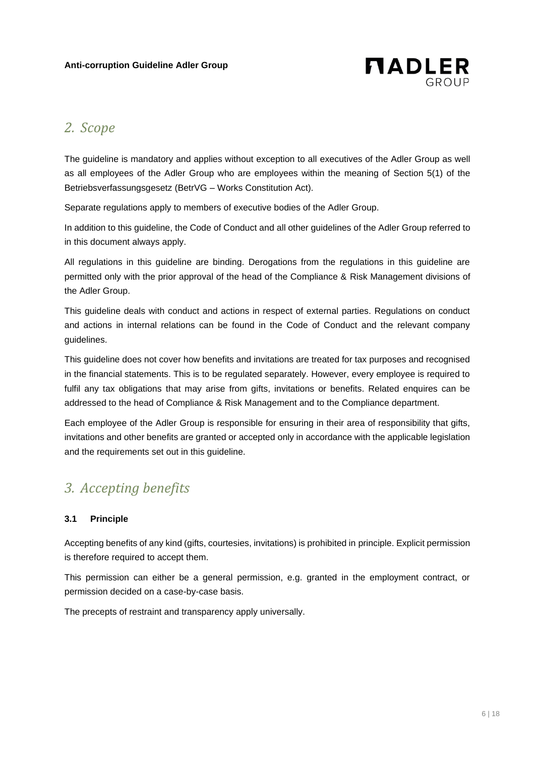## 2. Scope

The guideline is mandatory and applies without exception to all executives of the Adler Group as well as all employees of the Adler Group who are employees within the meaning of Section 5(1) of the Betriebsverfassungsgesetz (BetrVG – Works Constitution Act).

Separate regulations apply to members of executive bodies of the Adler Group.

In addition to this guideline, the Code of Conduct and all other guidelines of the Adler Group referred to in this document always apply.

All regulations in this guideline are binding. Derogations from the regulations in this guideline are permitted only with the prior approval of the head of the Compliance & Risk Management divisions of the Adler Group.

This guideline deals with conduct and actions in respect of external parties. Regulations on conduct and actions in internal relations can be found in the Code of Conduct and the relevant company guidelines.

This guideline does not cover how benefits and invitations are treated for tax purposes and recognised in the financial statements. This is to be regulated separately. However, every employee is required to fulfil any tax obligations that may arise from gifts, invitations or benefits. Related enquires can be addressed to the head of Compliance & Risk Management and to the Compliance department.

Each employee of the Adler Group is responsible for ensuring in their area of responsibility that gifts, invitations and other benefits are granted or accepted only in accordance with the applicable legislation and the requirements set out in this guideline.

## 3. Accepting benefits

### 3.1 Principle

Accepting benefits of any kind (gifts, courtesies, invitations) is prohibited in principle. Explicit permission is therefore required to accept them.

This permission can either be a general permission, e.g. granted in the employment contract, or permission decided on a case-by-case basis.

The precepts of restraint and transparency apply universally.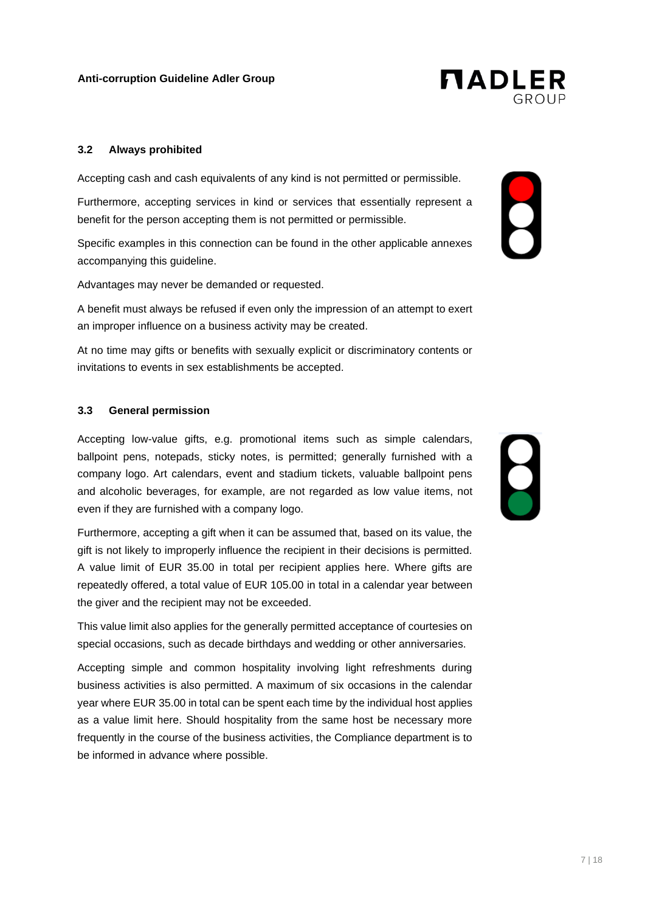### 3.2 Always prohibited

Accepting cash and cash equivalents of any kind is not permitted or permissible.

Furthermore, accepting services in kind or services that essentially represent a benefit for the person accepting them is not permitted or permissible.

Specific examples in this connection can be found in the other applicable annexes accompanying this guideline.

Advantages may never be demanded or requested.

A benefit must always be refused if even only the impression of an attempt to exert an improper influence on a business activity may be created.

At no time may gifts or benefits with sexually explicit or discriminatory contents or invitations to events in sex establishments be accepted.

### 3.3 General permission

Accepting low-value gifts, e.g. promotional items such as simple calendars, ballpoint pens, notepads, sticky notes, is permitted; generally furnished with a company logo. Art calendars, event and stadium tickets, valuable ballpoint pens and alcoholic beverages, for example, are not regarded as low value items, not even if they are furnished with a company logo.

Furthermore, accepting a gift when it can be assumed that, based on its value, the gift is not likely to improperly influence the recipient in their decisions is permitted. A value limit of EUR 35.00 in total per recipient applies here. Where gifts are repeatedly offered, a total value of EUR 105.00 in total in a calendar year between the giver and the recipient may not be exceeded.

This value limit also applies for the generally permitted acceptance of courtesies on special occasions, such as decade birthdays and wedding or other anniversaries.

Accepting simple and common hospitality involving light refreshments during business activities is also permitted. A maximum of six occasions in the calendar year where EUR 35.00 in total can be spent each time by the individual host applies as a value limit here. Should hospitality from the same host be necessary more frequently in the course of the business activities, the Compliance department is to be informed in advance where possible.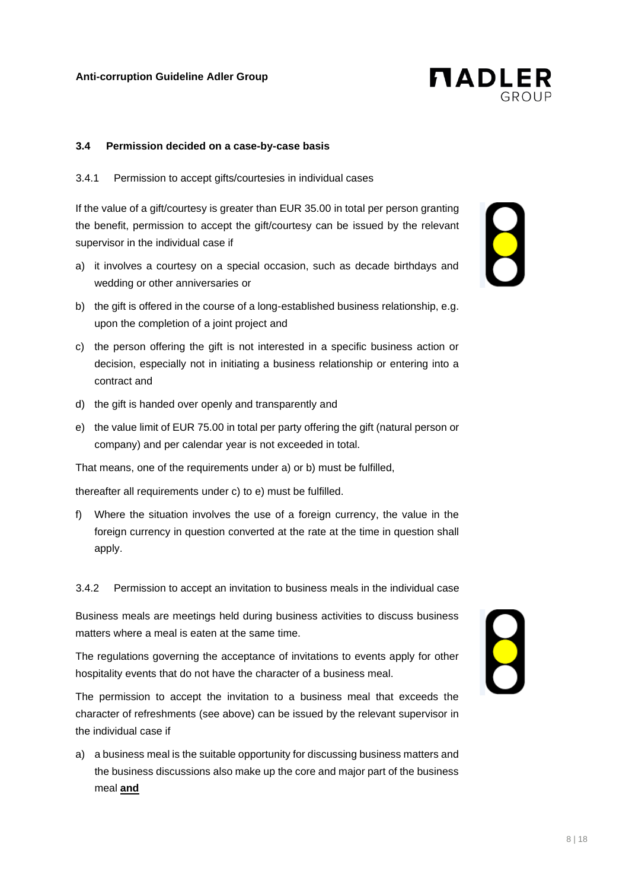### 3.4 Permission decided on a case-by-case basis

3.4.1 Permission to accept gifts/courtesies in individual cases

If the value of a gift/courtesy is greater than EUR 35.00 in total per person granting the benefit, permission to accept the gift/courtesy can be issued by the relevant supervisor in the individual case if

a) it involves a courtesy on a special occasion, such as decade birthdays and wedding or other anniversaries or

b) the gift is offered in the course of a long-established business relationship, e.g. upon the completion of a joint project and

c) the person offering the gift is not interested in a specific business action or decision, especially not in initiating a business relationship or entering into a contract and

d) the gift is handed over openly and transparently and

e) the value limit of EUR 75.00 in total per party offering the gift (natural person or company) and per calendar year is not exceeded in total.

That means, one of the requirements under a) or b) must be fulfilled,

thereafter all requirements under c) to e) must be fulfilled.

f) Where the situation involves the use of a foreign currency, the value in the foreign currency in question converted at the rate at the time in question shall apply.

3.4.2 Permission to accept an invitation to business meals in the individual case

Business meals are meetings held during business activities to discuss business matters where a meal is eaten at the same time.

The regulations governing the acceptance of invitations to events apply for other hospitality events that do not have the character of a business meal.

The permission to accept the invitation to a business meal that exceeds the character of refreshments (see above) can be issued by the relevant supervisor in the individual case if

a) a business meal is the suitable opportunity for discussing business matters and the business discussions also make up the core and major part of the business meal **and**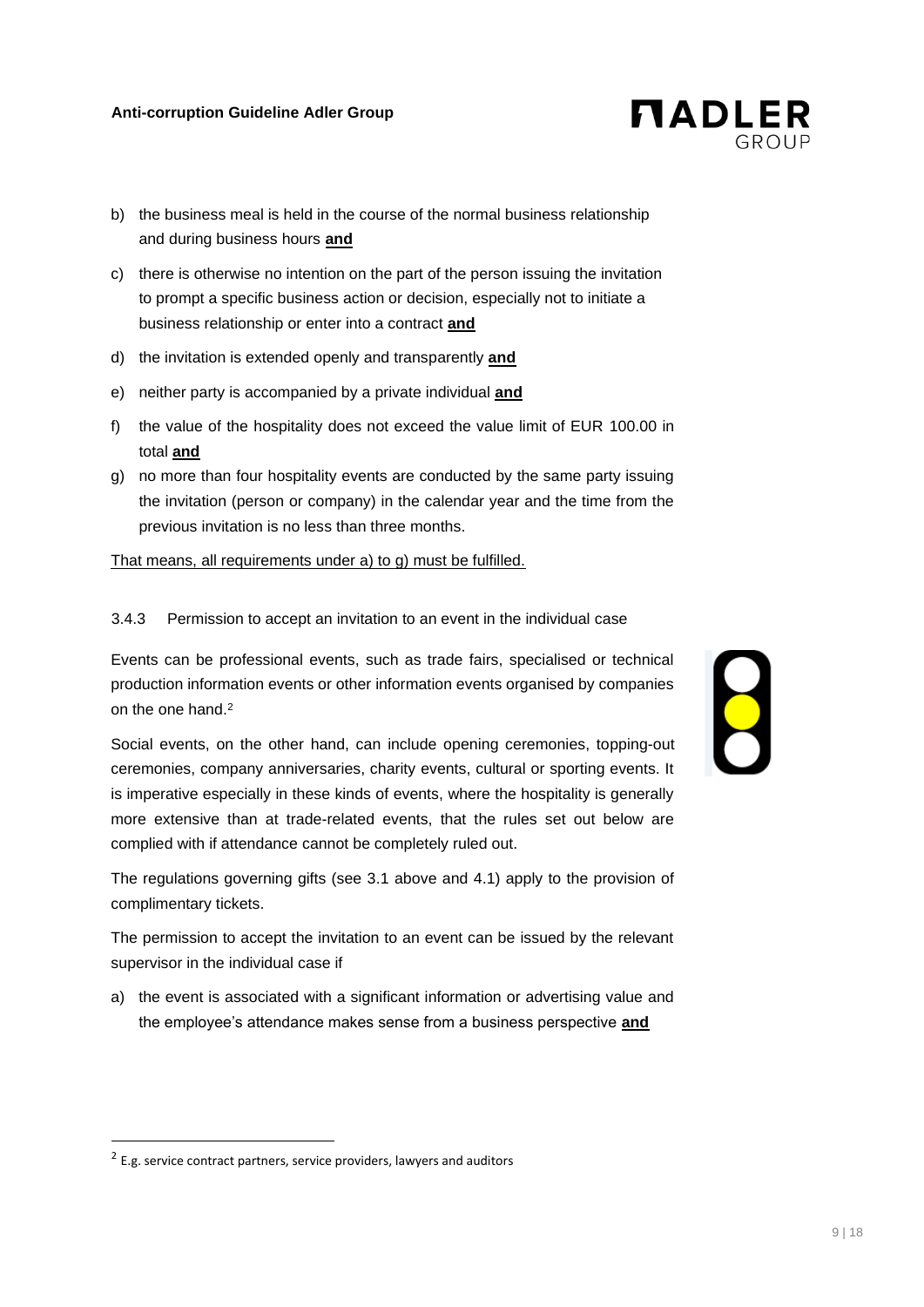b) the business meal is held in the course of the normal business relationship and during business hours **and**

c) there is otherwise no intention on the part of the person issuing the invitation to prompt a specific business action or decision, especially not to initiate a business relationship or enter into a contract **and**

d) the invitation is extended openly and transparently **and**

e) neither party is accompanied by a private individual **and**

f) the value of the hospitality does not exceed the value limit of EUR 100.00 in total **and**

g) no more than four hospitality events are conducted by the same party issuing the invitation (person or company) in the calendar year and the time from the previous invitation is no less than three months.

That means, all requirements under a) to g) must be fulfilled.

#### 3.4.3 Permission to accept an invitation to an event in the individual case

Events can be professional events, such as trade fairs, specialised or technical production information events or other information events organised by companies on the one hand.[2]

Social events, on the other hand, can include opening ceremonies, topping-out ceremonies, company anniversaries, charity events, cultural or sporting events. It is imperative especially in these kinds of events, where the hospitality is generally more extensive than at trade-related events, that the rules set out below are complied with if attendance cannot be completely ruled out.

The regulations governing gifts (see 3.1 above and 4.1) apply to the provision of complimentary tickets.

The permission to accept the invitation to an event can be issued by the relevant supervisor in the individual case if

a) the event is associated with a significant information or advertising value and the employee's attendance makes sense from a business perspective **and**

---

[2] E.g. service contract partners, service providers, lawyers and auditors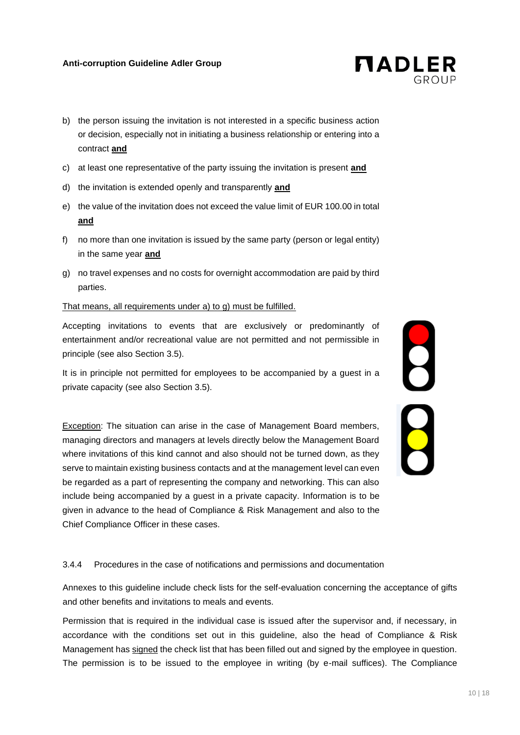b) the person issuing the invitation is not interested in a specific business action or decision, especially not in initiating a business relationship or entering into a contract **and**

c) at least one representative of the party issuing the invitation is present **and**

d) the invitation is extended openly and transparently **and**

e) the value of the invitation does not exceed the value limit of EUR 100.00 in total **and**

f) no more than one invitation is issued by the same party (person or legal entity) in the same year **and**

g) no travel expenses and no costs for overnight accommodation are paid by third parties.

That means, all requirements under a) to g) must be fulfilled.

Accepting invitations to events that are exclusively or predominantly of entertainment and/or recreational value are not permitted and not permissible in principle (see also Section 3.5).

It is in principle not permitted for employees to be accompanied by a guest in a private capacity (see also Section 3.5).

Exception: The situation can arise in the case of Management Board members, managing directors and managers at levels directly below the Management Board where invitations of this kind cannot and also should not be turned down, as they serve to maintain existing business contacts and at the management level can even be regarded as a part of representing the company and networking. This can also include being accompanied by a guest in a private capacity. Information is to be given in advance to the head of Compliance & Risk Management and also to the Chief Compliance Officer in these cases.

### 3.4.4 Procedures in the case of notifications and permissions and documentation

Annexes to this guideline include check lists for the self-evaluation concerning the acceptance of gifts and other benefits and invitations to meals and events.

Permission that is required in the individual case is issued after the supervisor and, if necessary, in accordance with the conditions set out in this guideline, also the head of Compliance & Risk Management has signed the check list that has been filled out and signed by the employee in question. The permission is to be issued to the employee in writing (by e-mail suffices). The Compliance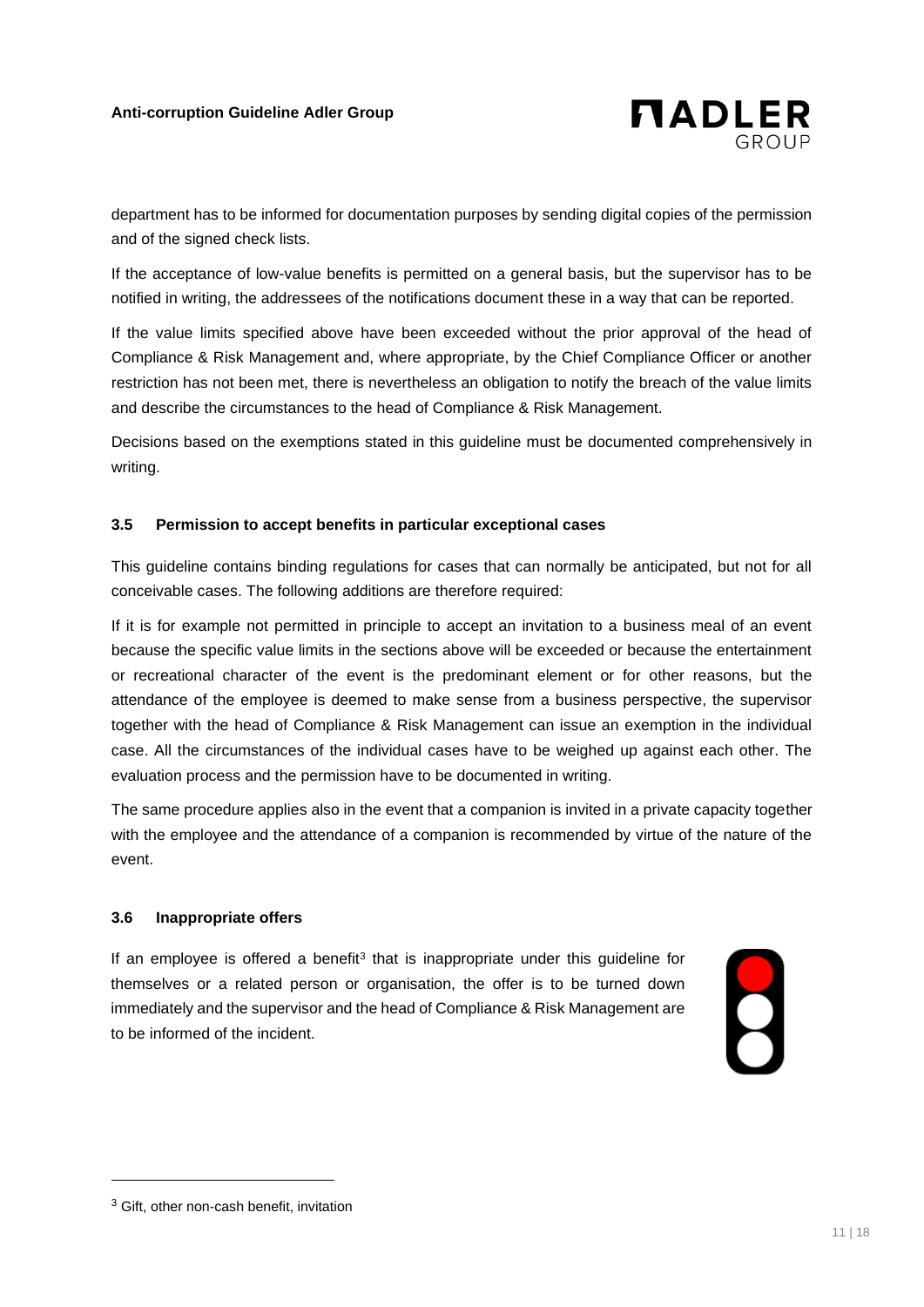department has to be informed for documentation purposes by sending digital copies of the permission and of the signed check lists.

If the acceptance of low-value benefits is permitted on a general basis, but the supervisor has to be notified in writing, the addressees of the notifications document these in a way that can be reported.

If the value limits specified above have been exceeded without the prior approval of the head of Compliance & Risk Management and, where appropriate, by the Chief Compliance Officer or another restriction has not been met, there is nevertheless an obligation to notify the breach of the value limits and describe the circumstances to the head of Compliance & Risk Management.

Decisions based on the exemptions stated in this guideline must be documented comprehensively in writing.

### 3.5 Permission to accept benefits in particular exceptional cases

This guideline contains binding regulations for cases that can normally be anticipated, but not for all conceivable cases. The following additions are therefore required:

If it is for example not permitted in principle to accept an invitation to a business meal of an event because the specific value limits in the sections above will be exceeded or because the entertainment or recreational character of the event is the predominant element or for other reasons, but the attendance of the employee is deemed to make sense from a business perspective, the supervisor together with the head of Compliance & Risk Management can issue an exemption in the individual case. All the circumstances of the individual cases have to be weighed up against each other. The evaluation process and the permission have to be documented in writing.

The same procedure applies also in the event that a companion is invited in a private capacity together with the employee and the attendance of a companion is recommended by virtue of the nature of the event.

### 3.6 Inappropriate offers

If an employee is offered a benefit[3] that is inappropriate under this guideline for themselves or a related person or organisation, the offer is to be turned down immediately and the supervisor and the head of Compliance & Risk Management are to be informed of the incident.

[3] Gift, other non-cash benefit, invitation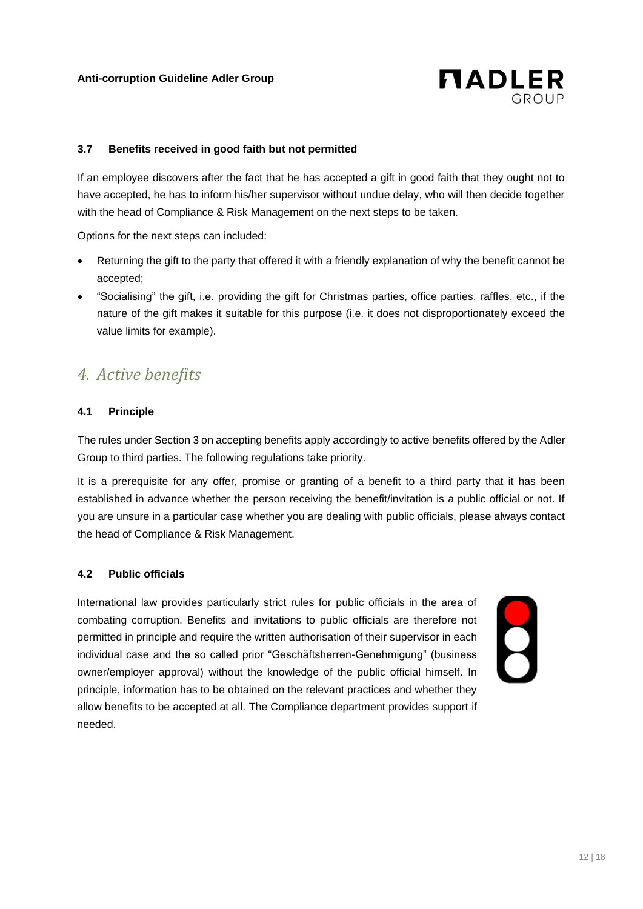### 3.7 Benefits received in good faith but not permitted

If an employee discovers after the fact that he has accepted a gift in good faith that they ought not to have accepted, he has to inform his/her supervisor without undue delay, who will then decide together with the head of Compliance & Risk Management on the next steps to be taken.

Options for the next steps can included:

- Returning the gift to the party that offered it with a friendly explanation of why the benefit cannot be accepted;
- "Socialising" the gift, i.e. providing the gift for Christmas parties, office parties, raffles, etc., if the nature of the gift makes it suitable for this purpose (i.e. it does not disproportionately exceed the value limits for example).

## *4. Active benefits*

### 4.1 Principle

The rules under Section 3 on accepting benefits apply accordingly to active benefits offered by the Adler Group to third parties. The following regulations take priority.

It is a prerequisite for any offer, promise or granting of a benefit to a third party that it has been established in advance whether the person receiving the benefit/invitation is a public official or not. If you are unsure in a particular case whether you are dealing with public officials, please always contact the head of Compliance & Risk Management.

### 4.2 Public officials

International law provides particularly strict rules for public officials in the area of combating corruption. Benefits and invitations to public officials are therefore not permitted in principle and require the written authorisation of their supervisor in each individual case and the so called prior "Geschäftsherren-Genehmigung" (business owner/employer approval) without the knowledge of the public official himself. In principle, information has to be obtained on the relevant practices and whether they allow benefits to be accepted at all. The Compliance department provides support if needed.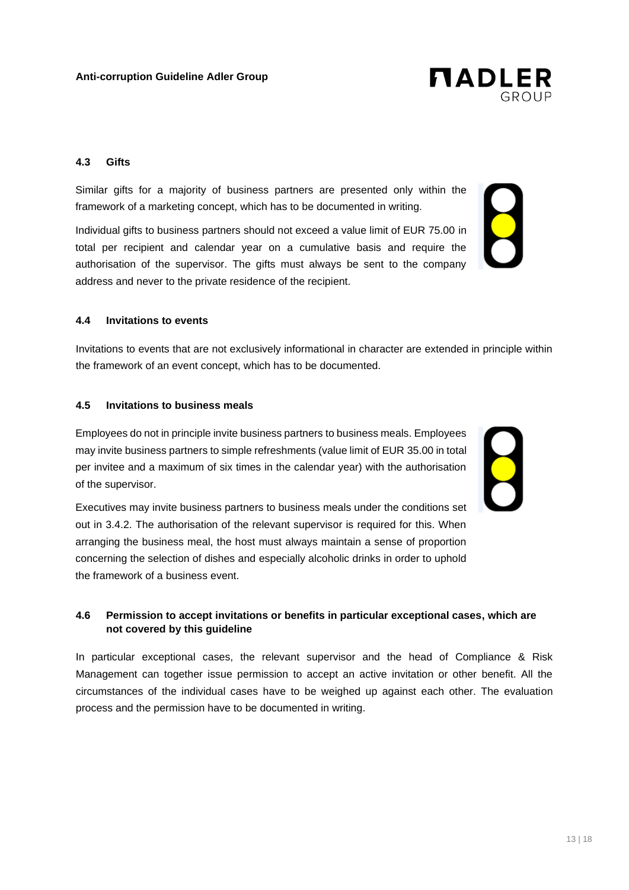### 4.3 Gifts

Similar gifts for a majority of business partners are presented only within the framework of a marketing concept, which has to be documented in writing.

Individual gifts to business partners should not exceed a value limit of EUR 75.00 in total per recipient and calendar year on a cumulative basis and require the authorisation of the supervisor. The gifts must always be sent to the company address and never to the private residence of the recipient.

### 4.4 Invitations to events

Invitations to events that are not exclusively informational in character are extended in principle within the framework of an event concept, which has to be documented.

### 4.5 Invitations to business meals

Employees do not in principle invite business partners to business meals. Employees may invite business partners to simple refreshments (value limit of EUR 35.00 in total per invitee and a maximum of six times in the calendar year) with the authorisation of the supervisor.

Executives may invite business partners to business meals under the conditions set out in 3.4.2. The authorisation of the relevant supervisor is required for this. When arranging the business meal, the host must always maintain a sense of proportion concerning the selection of dishes and especially alcoholic drinks in order to uphold the framework of a business event.

### 4.6 Permission to accept invitations or benefits in particular exceptional cases, which are not covered by this guideline

In particular exceptional cases, the relevant supervisor and the head of Compliance & Risk Management can together issue permission to accept an active invitation or other benefit. All the circumstances of the individual cases have to be weighed up against each other. The evaluation process and the permission have to be documented in writing.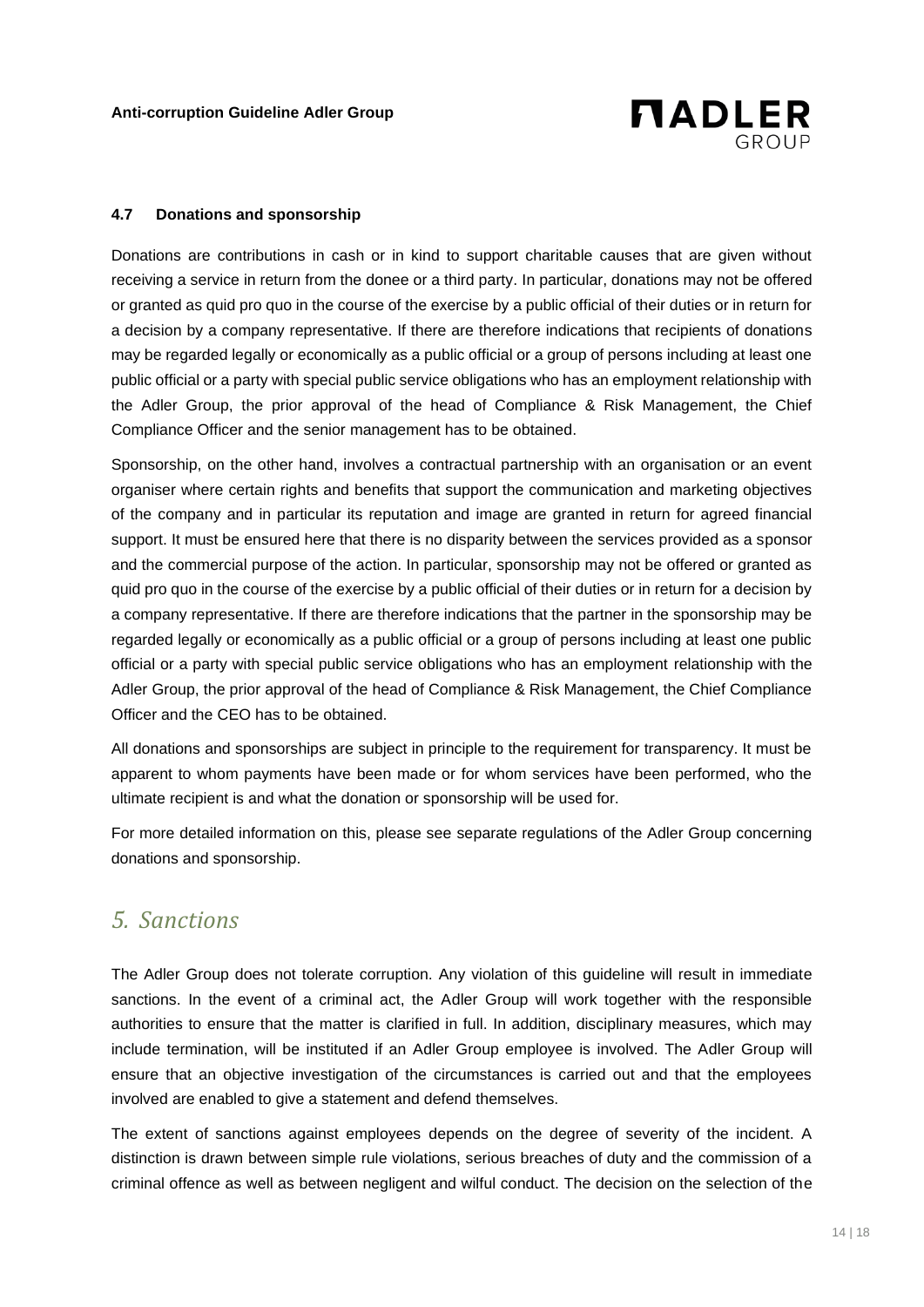### 4.7 Donations and sponsorship

Donations are contributions in cash or in kind to support charitable causes that are given without receiving a service in return from the donee or a third party. In particular, donations may not be offered or granted as quid pro quo in the course of the exercise by a public official of their duties or in return for a decision by a company representative. If there are therefore indications that recipients of donations may be regarded legally or economically as a public official or a group of persons including at least one public official or a party with special public service obligations who has an employment relationship with the Adler Group, the prior approval of the head of Compliance & Risk Management, the Chief Compliance Officer and the senior management has to be obtained.

Sponsorship, on the other hand, involves a contractual partnership with an organisation or an event organiser where certain rights and benefits that support the communication and marketing objectives of the company and in particular its reputation and image are granted in return for agreed financial support. It must be ensured here that there is no disparity between the services provided as a sponsor and the commercial purpose of the action. In particular, sponsorship may not be offered or granted as quid pro quo in the course of the exercise by a public official of their duties or in return for a decision by a company representative. If there are therefore indications that the partner in the sponsorship may be regarded legally or economically as a public official or a group of persons including at least one public official or a party with special public service obligations who has an employment relationship with the Adler Group, the prior approval of the head of Compliance & Risk Management, the Chief Compliance Officer and the CEO has to be obtained.

All donations and sponsorships are subject in principle to the requirement for transparency. It must be apparent to whom payments have been made or for whom services have been performed, who the ultimate recipient is and what the donation or sponsorship will be used for.

For more detailed information on this, please see separate regulations of the Adler Group concerning donations and sponsorship.

## *5. Sanctions*

The Adler Group does not tolerate corruption. Any violation of this guideline will result in immediate sanctions. In the event of a criminal act, the Adler Group will work together with the responsible authorities to ensure that the matter is clarified in full. In addition, disciplinary measures, which may include termination, will be instituted if an Adler Group employee is involved. The Adler Group will ensure that an objective investigation of the circumstances is carried out and that the employees involved are enabled to give a statement and defend themselves.

The extent of sanctions against employees depends on the degree of severity of the incident. A distinction is drawn between simple rule violations, serious breaches of duty and the commission of a criminal offence as well as between negligent and wilful conduct. The decision on the selection of the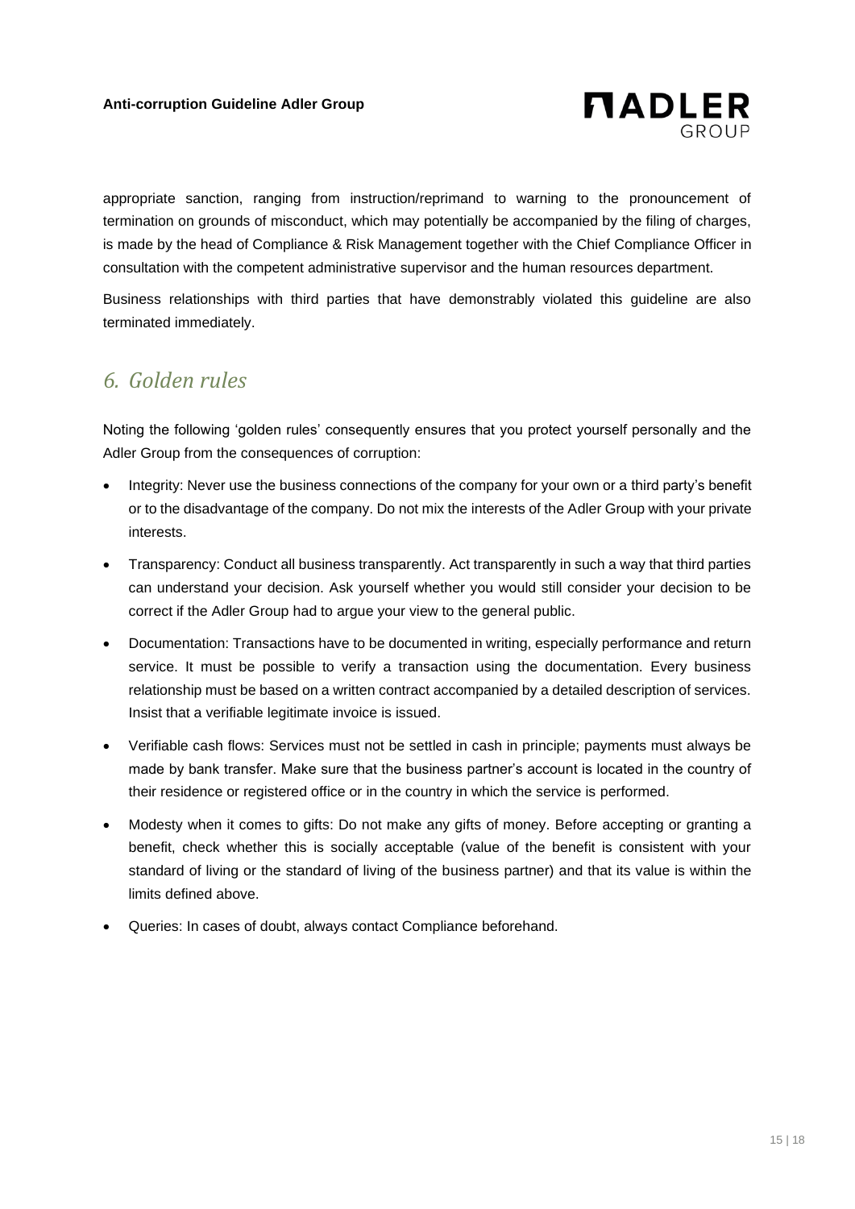appropriate sanction, ranging from instruction/reprimand to warning to the pronouncement of termination on grounds of misconduct, which may potentially be accompanied by the filing of charges, is made by the head of Compliance & Risk Management together with the Chief Compliance Officer in consultation with the competent administrative supervisor and the human resources department.

Business relationships with third parties that have demonstrably violated this guideline are also terminated immediately.

## *6. Golden rules*

Noting the following 'golden rules' consequently ensures that you protect yourself personally and the Adler Group from the consequences of corruption:

- Integrity: Never use the business connections of the company for your own or a third party's benefit or to the disadvantage of the company. Do not mix the interests of the Adler Group with your private interests.
- Transparency: Conduct all business transparently. Act transparently in such a way that third parties can understand your decision. Ask yourself whether you would still consider your decision to be correct if the Adler Group had to argue your view to the general public.
- Documentation: Transactions have to be documented in writing, especially performance and return service. It must be possible to verify a transaction using the documentation. Every business relationship must be based on a written contract accompanied by a detailed description of services. Insist that a verifiable legitimate invoice is issued.
- Verifiable cash flows: Services must not be settled in cash in principle; payments must always be made by bank transfer. Make sure that the business partner's account is located in the country of their residence or registered office or in the country in which the service is performed.
- Modesty when it comes to gifts: Do not make any gifts of money. Before accepting or granting a benefit, check whether this is socially acceptable (value of the benefit is consistent with your standard of living or the standard of living of the business partner) and that its value is within the limits defined above.
- Queries: In cases of doubt, always contact Compliance beforehand.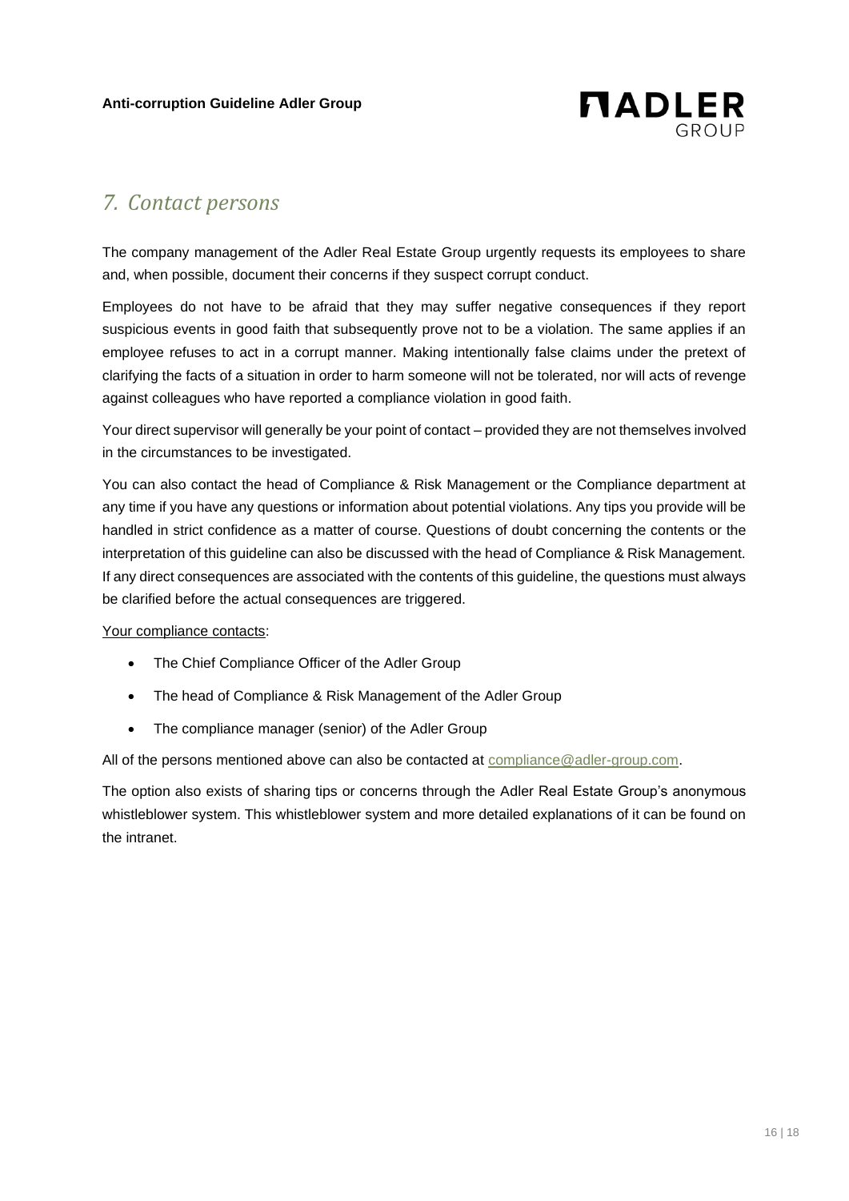## *7. Contact persons*

The company management of the Adler Real Estate Group urgently requests its employees to share and, when possible, document their concerns if they suspect corrupt conduct.

Employees do not have to be afraid that they may suffer negative consequences if they report suspicious events in good faith that subsequently prove not to be a violation. The same applies if an employee refuses to act in a corrupt manner. Making intentionally false claims under the pretext of clarifying the facts of a situation in order to harm someone will not be tolerated, nor will acts of revenge against colleagues who have reported a compliance violation in good faith.

Your direct supervisor will generally be your point of contact – provided they are not themselves involved in the circumstances to be investigated.

You can also contact the head of Compliance & Risk Management or the Compliance department at any time if you have any questions or information about potential violations. Any tips you provide will be handled in strict confidence as a matter of course. Questions of doubt concerning the contents or the interpretation of this guideline can also be discussed with the head of Compliance & Risk Management. If any direct consequences are associated with the contents of this guideline, the questions must always be clarified before the actual consequences are triggered.

<u>Your compliance contacts</u>:

- The Chief Compliance Officer of the Adler Group
- The head of Compliance & Risk Management of the Adler Group
- The compliance manager (senior) of the Adler Group

All of the persons mentioned above can also be contacted at compliance@adler-group.com.

The option also exists of sharing tips or concerns through the Adler Real Estate Group's anonymous whistleblower system. This whistleblower system and more detailed explanations of it can be found on the intranet.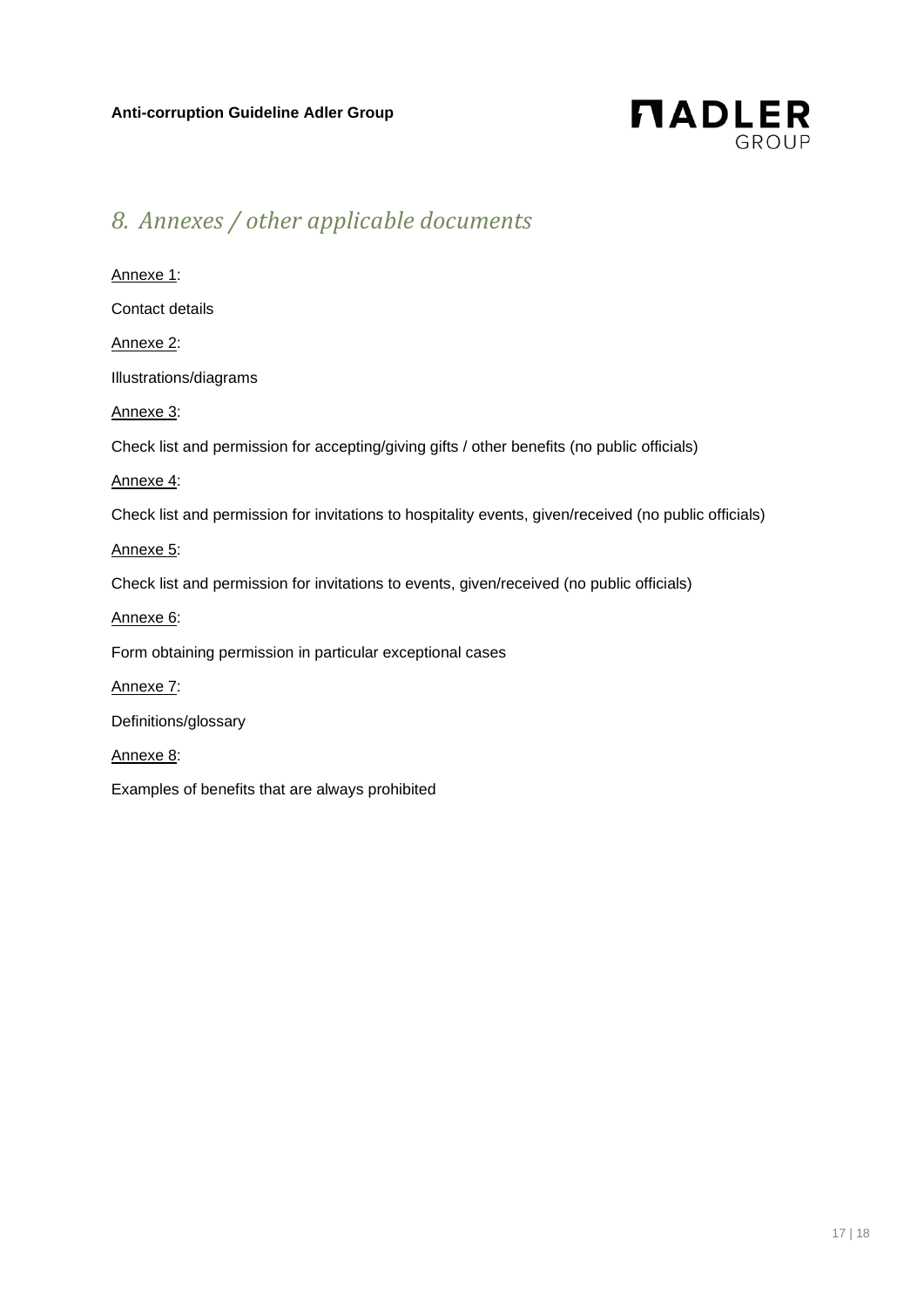## 8. Annexes / other applicable documents

Annexe 1:

Contact details

Annexe 2:

Illustrations/diagrams

Annexe 3:

Check list and permission for accepting/giving gifts / other benefits (no public officials)

Annexe 4:

Check list and permission for invitations to hospitality events, given/received (no public officials)

Annexe 5:

Check list and permission for invitations to events, given/received (no public officials)

Annexe 6:

Form obtaining permission in particular exceptional cases

Annexe 7:

Definitions/glossary

Annexe 8:

Examples of benefits that are always prohibited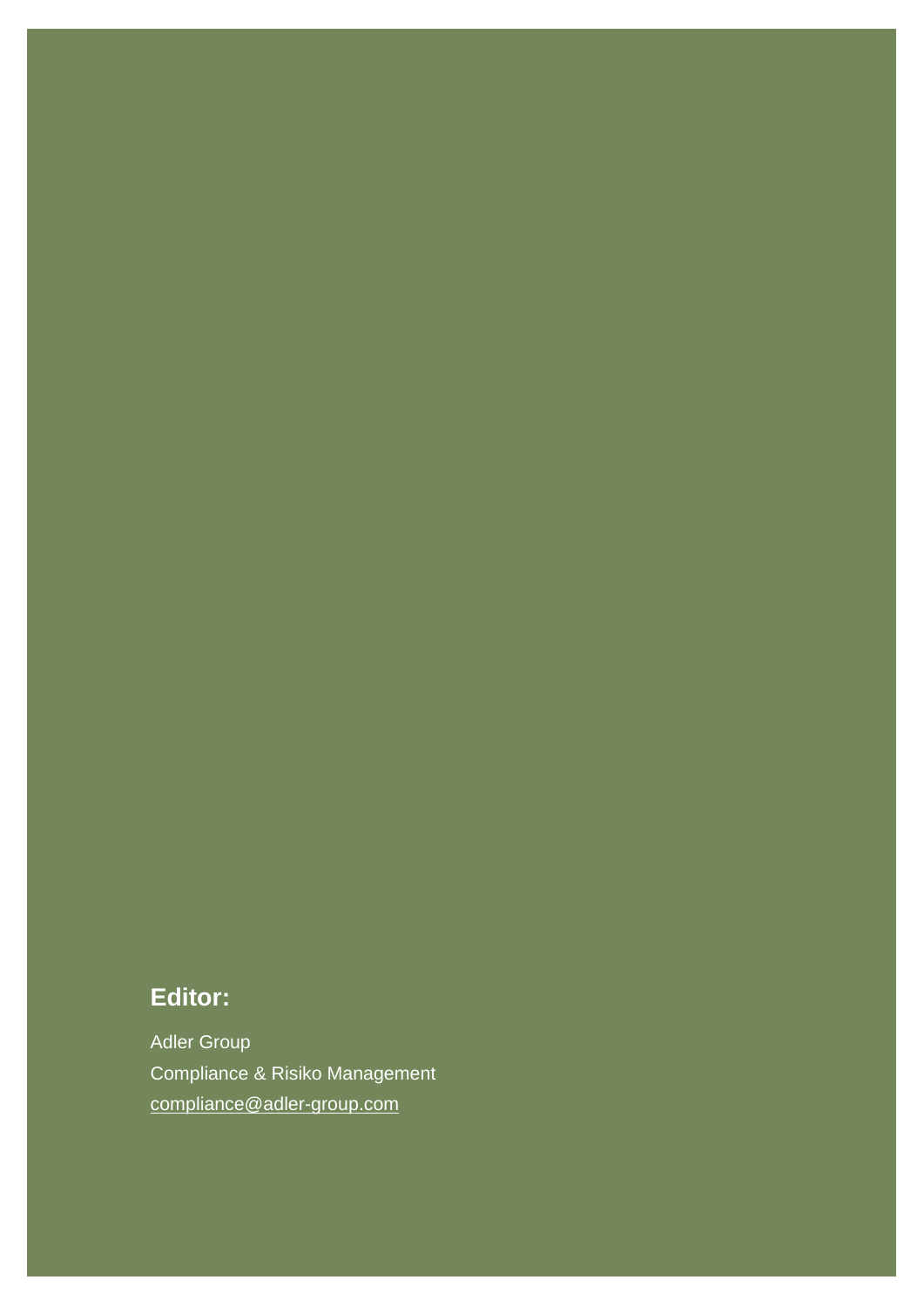**Editor:**

Adler Group
Compliance & Risiko Management
compliance@adler-group.com